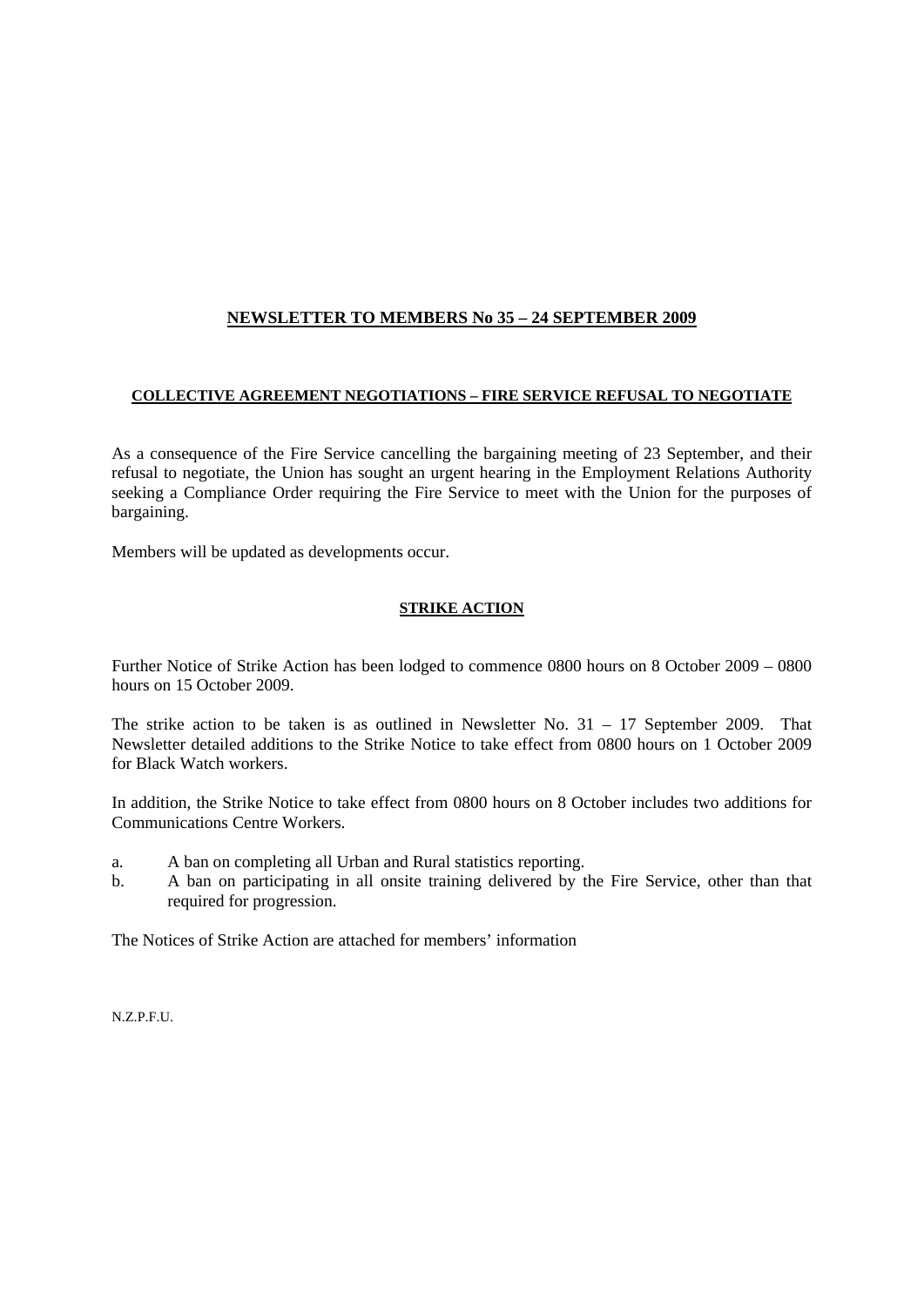# NEWSLETTER TO MEMBERS No 35 – 24 SEPTEMBER 2009

## COLLECTIVE AGREEMENT NEGOTIATIONS – FIRE SERVICE REFUSAL TO NEGOTIATE

As a consequence of the Fire Service cancelling the bargaining meeting of 23 September, and their refusal to negotiate, the Union has sought an urgent hearing in the Employment Relations Authority seeking a Compliance Order requiring the Fire Service to meet with the Union for the purposes of bargaining.

Members will be updated as developments occur.

## STRIKE ACTION

Further Notice of Strike Action has been lodged to commence 0800 hours on 8 October 2009 – 0800 hours on 15 October 2009.

The strike action to be taken is as outlined in Newsletter No. 31 – 17 September 2009. That Newsletter detailed additions to the Strike Notice to take effect from 0800 hours on 1 October 2009 for Black Watch workers.

In addition, the Strike Notice to take effect from 0800 hours on 8 October includes two additions for Communications Centre Workers.

a. A ban on completing all Urban and Rural statistics reporting.
b. A ban on participating in all onsite training delivered by the Fire Service, other than that required for progression.

The Notices of Strike Action are attached for members' information

N.Z.P.F.U.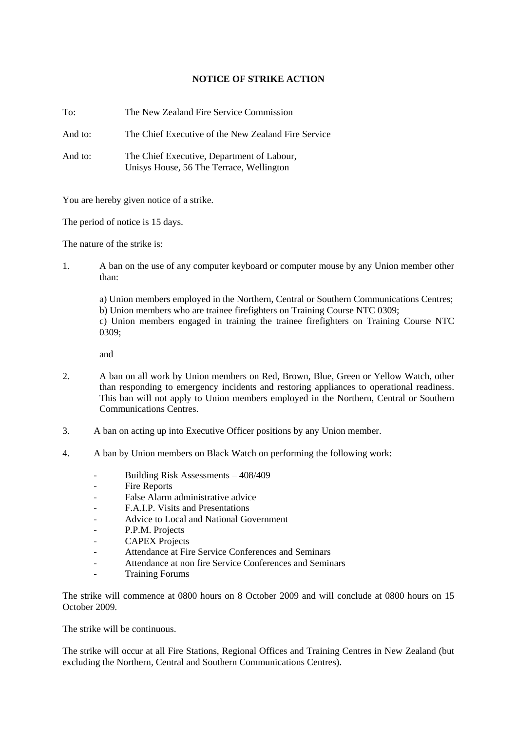**NOTICE OF STRIKE ACTION**

To: The New Zealand Fire Service Commission

And to: The Chief Executive of the New Zealand Fire Service

And to: The Chief Executive, Department of Labour,
Unisys House, 56 The Terrace, Wellington

You are hereby given notice of a strike.

The period of notice is 15 days.

The nature of the strike is:

1. A ban on the use of any computer keyboard or computer mouse by any Union member other than:

   a) Union members employed in the Northern, Central or Southern Communications Centres;
   b) Union members who are trainee firefighters on Training Course NTC 0309;
   c) Union members engaged in training the trainee firefighters on Training Course NTC 0309;

   and

2. A ban on all work by Union members on Red, Brown, Blue, Green or Yellow Watch, other than responding to emergency incidents and restoring appliances to operational readiness. This ban will not apply to Union members employed in the Northern, Central or Southern Communications Centres.

3. A ban on acting up into Executive Officer positions by any Union member.

4. A ban by Union members on Black Watch on performing the following work:

   - Building Risk Assessments – 408/409
   - Fire Reports
   - False Alarm administrative advice
   - F.A.I.P. Visits and Presentations
   - Advice to Local and National Government
   - P.P.M. Projects
   - CAPEX Projects
   - Attendance at Fire Service Conferences and Seminars
   - Attendance at non fire Service Conferences and Seminars
   - Training Forums

The strike will commence at 0800 hours on 8 October 2009 and will conclude at 0800 hours on 15 October 2009.

The strike will be continuous.

The strike will occur at all Fire Stations, Regional Offices and Training Centres in New Zealand (but excluding the Northern, Central and Southern Communications Centres).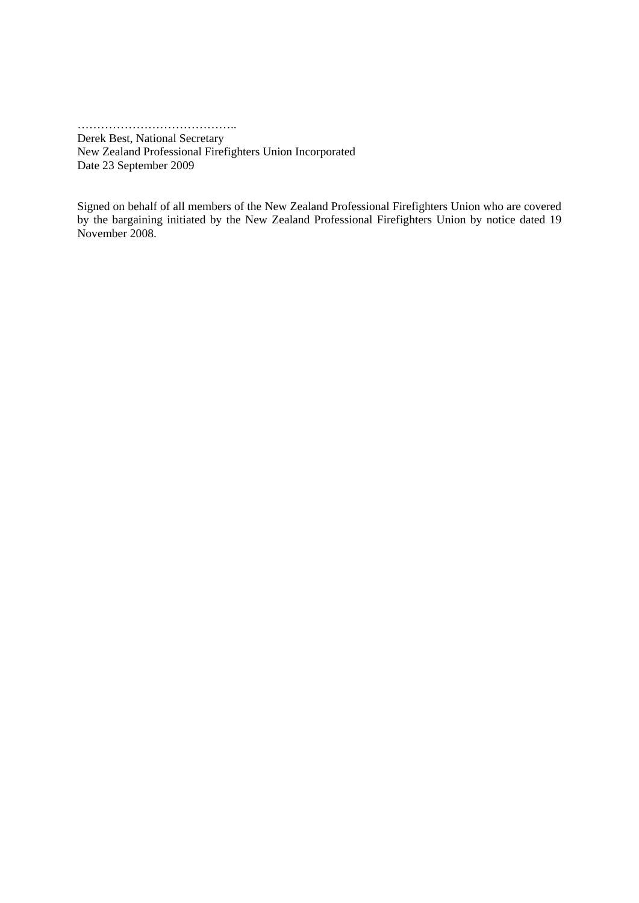…………………………………..
Derek Best, National Secretary
New Zealand Professional Firefighters Union Incorporated
Date 23 September 2009

Signed on behalf of all members of the New Zealand Professional Firefighters Union who are covered by the bargaining initiated by the New Zealand Professional Firefighters Union by notice dated 19 November 2008.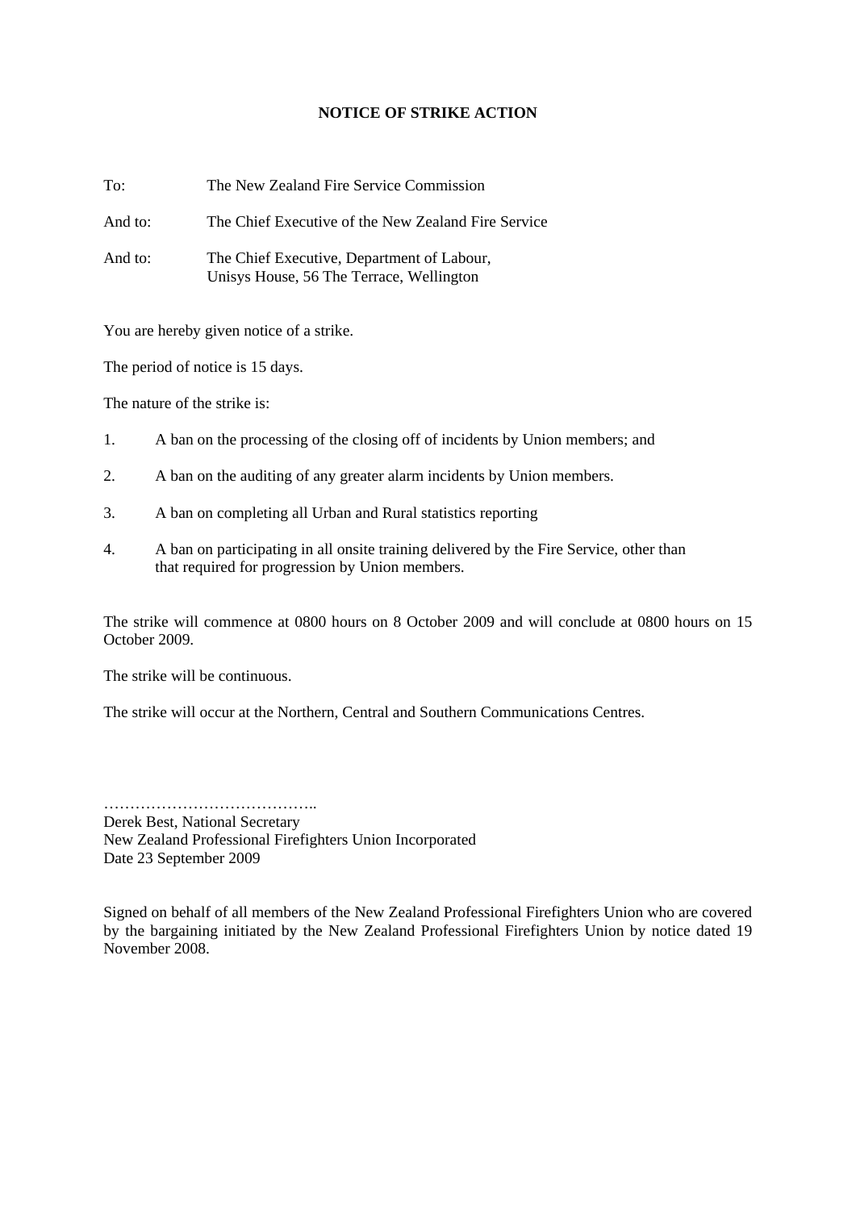**NOTICE OF STRIKE ACTION**

To: The New Zealand Fire Service Commission

And to: The Chief Executive of the New Zealand Fire Service

And to: The Chief Executive, Department of Labour,
Unisys House, 56 The Terrace, Wellington

You are hereby given notice of a strike.

The period of notice is 15 days.

The nature of the strike is:

1. A ban on the processing of the closing off of incidents by Union members; and
2. A ban on the auditing of any greater alarm incidents by Union members.
3. A ban on completing all Urban and Rural statistics reporting
4. A ban on participating in all onsite training delivered by the Fire Service, other than that required for progression by Union members.

The strike will commence at 0800 hours on 8 October 2009 and will conclude at 0800 hours on 15 October 2009.

The strike will be continuous.

The strike will occur at the Northern, Central and Southern Communications Centres.

…………………………………..
Derek Best, National Secretary
New Zealand Professional Firefighters Union Incorporated
Date 23 September 2009

Signed on behalf of all members of the New Zealand Professional Firefighters Union who are covered by the bargaining initiated by the New Zealand Professional Firefighters Union by notice dated 19 November 2008.